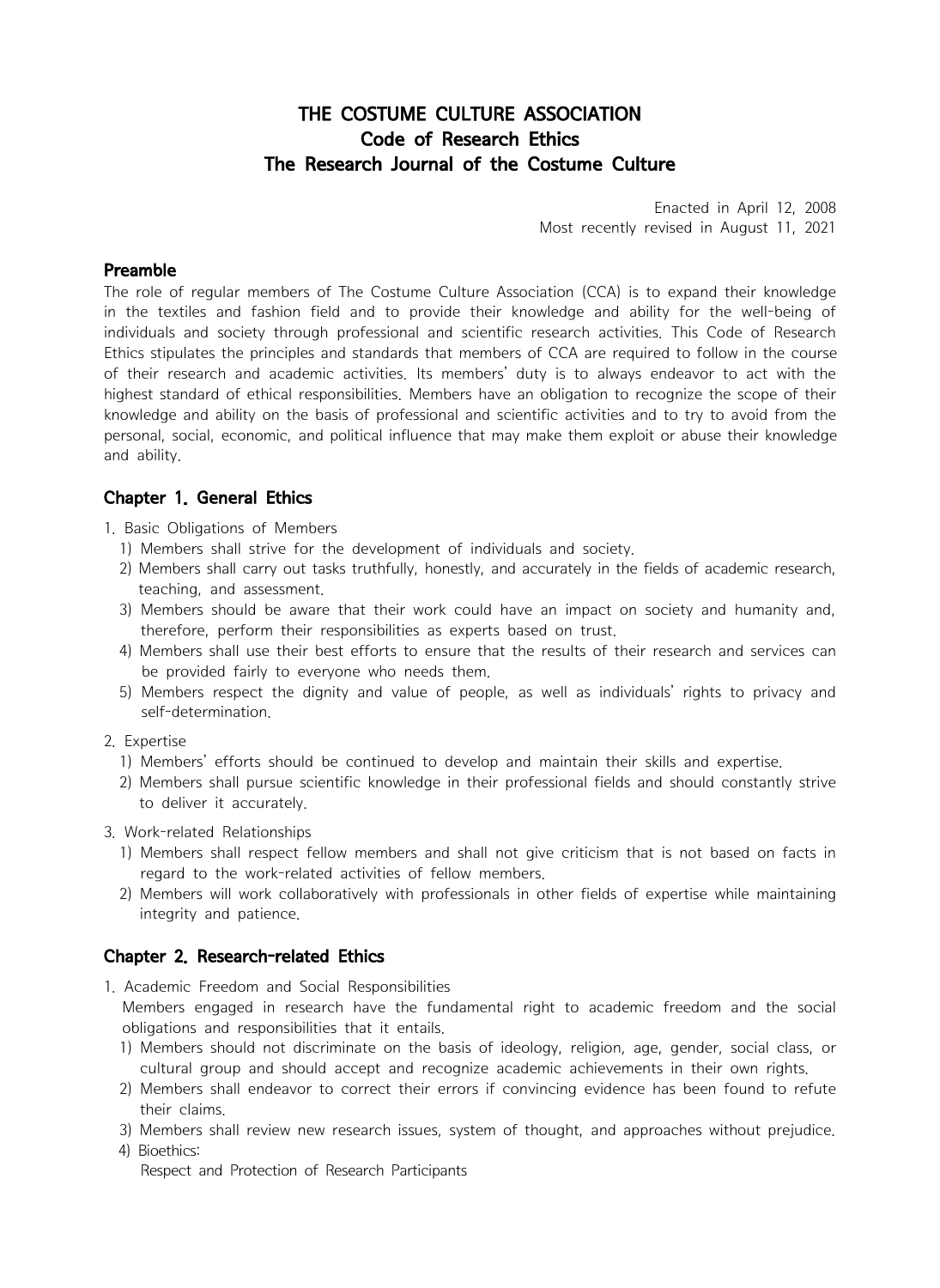# THE COSTUME CULTURE ASSOCIATION
# Code of Research Ethics
# The Research Journal of the Costume Culture

Enacted in April 12, 2008
Most recently revised in August 11, 2021

## Preamble

The role of regular members of The Costume Culture Association (CCA) is to expand their knowledge in the textiles and fashion field and to provide their knowledge and ability for the well-being of individuals and society through professional and scientific research activities. This Code of Research Ethics stipulates the principles and standards that members of CCA are required to follow in the course of their research and academic activities. Its members' duty is to always endeavor to act with the highest standard of ethical responsibilities. Members have an obligation to recognize the scope of their knowledge and ability on the basis of professional and scientific activities and to try to avoid from the personal, social, economic, and political influence that may make them exploit or abuse their knowledge and ability.

## Chapter 1. General Ethics

1. Basic Obligations of Members
   1) Members shall strive for the development of individuals and society.
   2) Members shall carry out tasks truthfully, honestly, and accurately in the fields of academic research, teaching, and assessment.
   3) Members should be aware that their work could have an impact on society and humanity and, therefore, perform their responsibilities as experts based on trust.
   4) Members shall use their best efforts to ensure that the results of their research and services can be provided fairly to everyone who needs them.
   5) Members respect the dignity and value of people, as well as individuals' rights to privacy and self-determination.
2. Expertise
   1) Members' efforts should be continued to develop and maintain their skills and expertise.
   2) Members shall pursue scientific knowledge in their professional fields and should constantly strive to deliver it accurately.
3. Work-related Relationships
   1) Members shall respect fellow members and shall not give criticism that is not based on facts in regard to the work-related activities of fellow members.
   2) Members will work collaboratively with professionals in other fields of expertise while maintaining integrity and patience.

## Chapter 2. Research-related Ethics

1. Academic Freedom and Social Responsibilities
   Members engaged in research have the fundamental right to academic freedom and the social obligations and responsibilities that it entails.
   1) Members should not discriminate on the basis of ideology, religion, age, gender, social class, or cultural group and should accept and recognize academic achievements in their own rights.
   2) Members shall endeavor to correct their errors if convincing evidence has been found to refute their claims.
   3) Members shall review new research issues, system of thought, and approaches without prejudice.
   4) Bioethics:
      Respect and Protection of Research Participants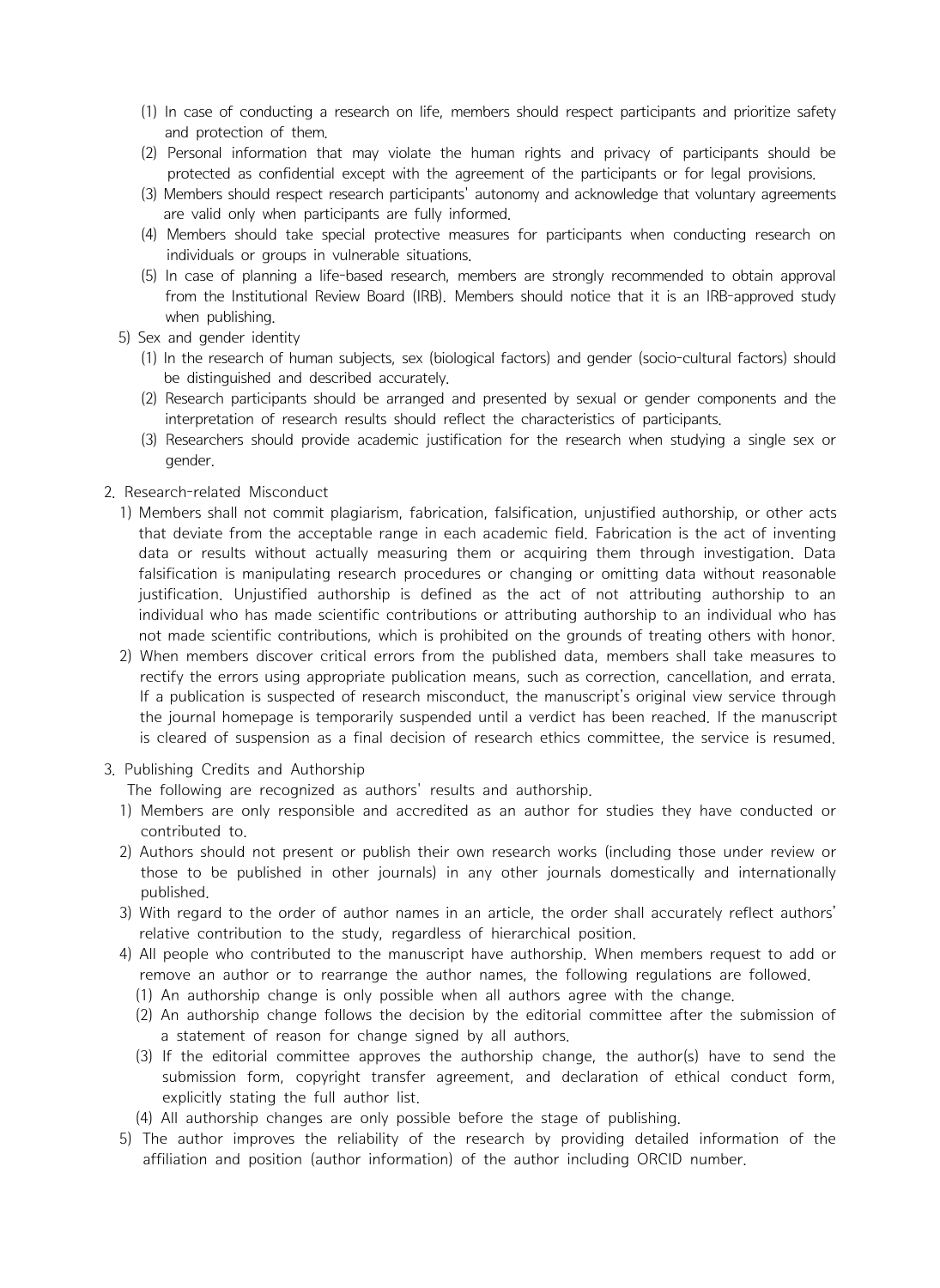(1) In case of conducting a research on life, members should respect participants and prioritize safety and protection of them.

(2) Personal information that may violate the human rights and privacy of participants should be protected as confidential except with the agreement of the participants or for legal provisions.

(3) Members should respect research participants' autonomy and acknowledge that voluntary agreements are valid only when participants are fully informed.

(4) Members should take special protective measures for participants when conducting research on individuals or groups in vulnerable situations.

(5) In case of planning a life-based research, members are strongly recommended to obtain approval from the Institutional Review Board (IRB). Members should notice that it is an IRB-approved study when publishing.

5) Sex and gender identity

(1) In the research of human subjects, sex (biological factors) and gender (socio-cultural factors) should be distinguished and described accurately.

(2) Research participants should be arranged and presented by sexual or gender components and the interpretation of research results should reflect the characteristics of participants.

(3) Researchers should provide academic justification for the research when studying a single sex or gender.

## 2. Research-related Misconduct

1) Members shall not commit plagiarism, fabrication, falsification, unjustified authorship, or other acts that deviate from the acceptable range in each academic field. Fabrication is the act of inventing data or results without actually measuring them or acquiring them through investigation. Data falsification is manipulating research procedures or changing or omitting data without reasonable justification. Unjustified authorship is defined as the act of not attributing authorship to an individual who has made scientific contributions or attributing authorship to an individual who has not made scientific contributions, which is prohibited on the grounds of treating others with honor.

2) When members discover critical errors from the published data, members shall take measures to rectify the errors using appropriate publication means, such as correction, cancellation, and errata. If a publication is suspected of research misconduct, the manuscript's original view service through the journal homepage is temporarily suspended until a verdict has been reached. If the manuscript is cleared of suspension as a final decision of research ethics committee, the service is resumed.

## 3. Publishing Credits and Authorship

The following are recognized as authors' results and authorship.

1) Members are only responsible and accredited as an author for studies they have conducted or contributed to.

2) Authors should not present or publish their own research works (including those under review or those to be published in other journals) in any other journals domestically and internationally published.

3) With regard to the order of author names in an article, the order shall accurately reflect authors' relative contribution to the study, regardless of hierarchical position.

4) All people who contributed to the manuscript have authorship. When members request to add or remove an author or to rearrange the author names, the following regulations are followed.

(1) An authorship change is only possible when all authors agree with the change.

(2) An authorship change follows the decision by the editorial committee after the submission of a statement of reason for change signed by all authors.

(3) If the editorial committee approves the authorship change, the author(s) have to send the submission form, copyright transfer agreement, and declaration of ethical conduct form, explicitly stating the full author list.

(4) All authorship changes are only possible before the stage of publishing.

5) The author improves the reliability of the research by providing detailed information of the affiliation and position (author information) of the author including ORCID number.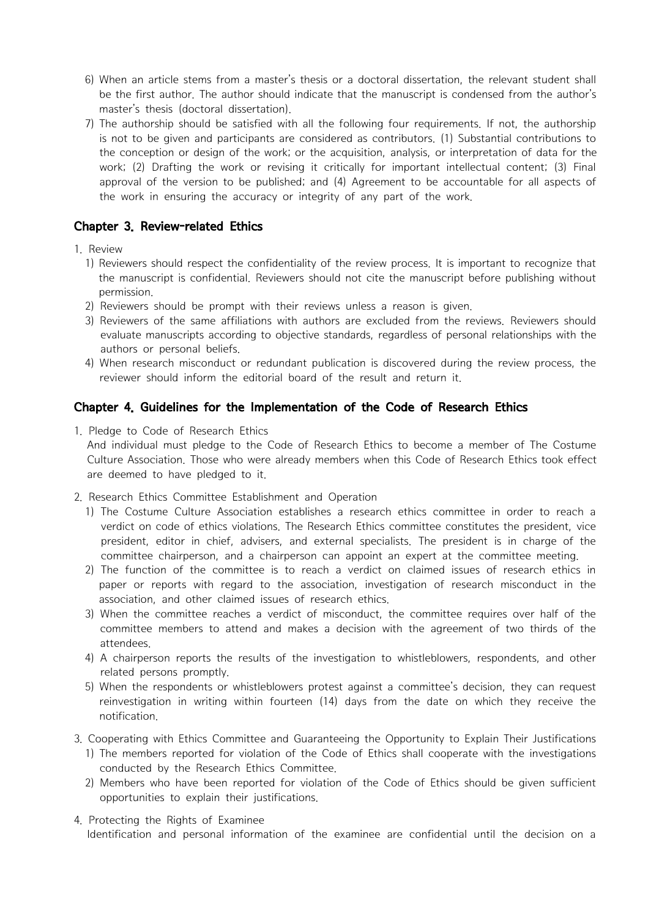6) When an article stems from a master's thesis or a doctoral dissertation, the relevant student shall be the first author. The author should indicate that the manuscript is condensed from the author's master's thesis (doctoral dissertation).

7) The authorship should be satisfied with all the following four requirements. If not, the authorship is not to be given and participants are considered as contributors. (1) Substantial contributions to the conception or design of the work; or the acquisition, analysis, or interpretation of data for the work; (2) Drafting the work or revising it critically for important intellectual content; (3) Final approval of the version to be published; and (4) Agreement to be accountable for all aspects of the work in ensuring the accuracy or integrity of any part of the work.

## Chapter 3. Review-related Ethics

1. Review
   1) Reviewers should respect the confidentiality of the review process. It is important to recognize that the manuscript is confidential. Reviewers should not cite the manuscript before publishing without permission.
   2) Reviewers should be prompt with their reviews unless a reason is given.
   3) Reviewers of the same affiliations with authors are excluded from the reviews. Reviewers should evaluate manuscripts according to objective standards, regardless of personal relationships with the authors or personal beliefs.
   4) When research misconduct or redundant publication is discovered during the review process, the reviewer should inform the editorial board of the result and return it.

## Chapter 4. Guidelines for the Implementation of the Code of Research Ethics

1. Pledge to Code of Research Ethics
   And individual must pledge to the Code of Research Ethics to become a member of The Costume Culture Association. Those who were already members when this Code of Research Ethics took effect are deemed to have pledged to it.

2. Research Ethics Committee Establishment and Operation
   1) The Costume Culture Association establishes a research ethics committee in order to reach a verdict on code of ethics violations. The Research Ethics committee constitutes the president, vice president, editor in chief, advisers, and external specialists. The president is in charge of the committee chairperson, and a chairperson can appoint an expert at the committee meeting.
   2) The function of the committee is to reach a verdict on claimed issues of research ethics in paper or reports with regard to the association, investigation of research misconduct in the association, and other claimed issues of research ethics.
   3) When the committee reaches a verdict of misconduct, the committee requires over half of the committee members to attend and makes a decision with the agreement of two thirds of the attendees.
   4) A chairperson reports the results of the investigation to whistleblowers, respondents, and other related persons promptly.
   5) When the respondents or whistleblowers protest against a committee's decision, they can request reinvestigation in writing within fourteen (14) days from the date on which they receive the notification.

3. Cooperating with Ethics Committee and Guaranteeing the Opportunity to Explain Their Justifications
   1) The members reported for violation of the Code of Ethics shall cooperate with the investigations conducted by the Research Ethics Committee.
   2) Members who have been reported for violation of the Code of Ethics should be given sufficient opportunities to explain their justifications.

4. Protecting the Rights of Examinee
   Identification and personal information of the examinee are confidential until the decision on a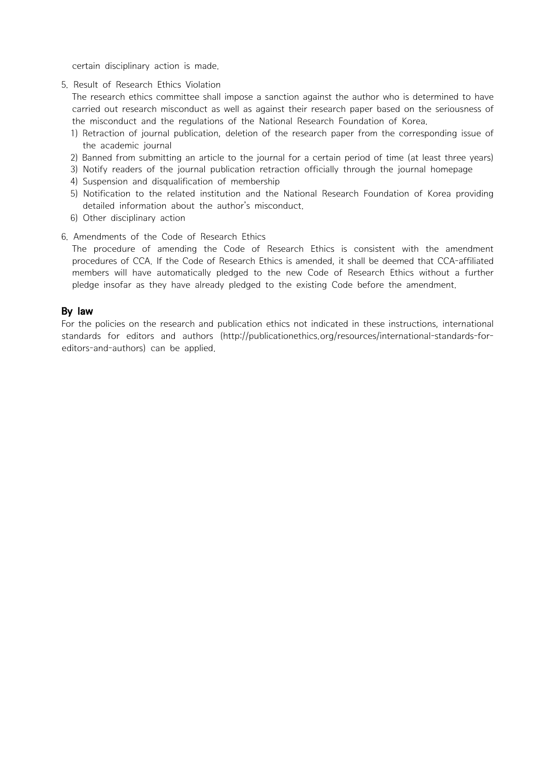certain disciplinary action is made.

5. Result of Research Ethics Violation
   The research ethics committee shall impose a sanction against the author who is determined to have carried out research misconduct as well as against their research paper based on the seriousness of the misconduct and the regulations of the National Research Foundation of Korea.
   1) Retraction of journal publication, deletion of the research paper from the corresponding issue of the academic journal
   2) Banned from submitting an article to the journal for a certain period of time (at least three years)
   3) Notify readers of the journal publication retraction officially through the journal homepage
   4) Suspension and disqualification of membership
   5) Notification to the related institution and the National Research Foundation of Korea providing detailed information about the author's misconduct.
   6) Other disciplinary action

6. Amendments of the Code of Research Ethics
   The procedure of amending the Code of Research Ethics is consistent with the amendment procedures of CCA. If the Code of Research Ethics is amended, it shall be deemed that CCA-affiliated members will have automatically pledged to the new Code of Research Ethics without a further pledge insofar as they have already pledged to the existing Code before the amendment.

## By law

For the policies on the research and publication ethics not indicated in these instructions, international standards for editors and authors (http://publicationethics.org/resources/international-standards-for-editors-and-authors) can be applied.